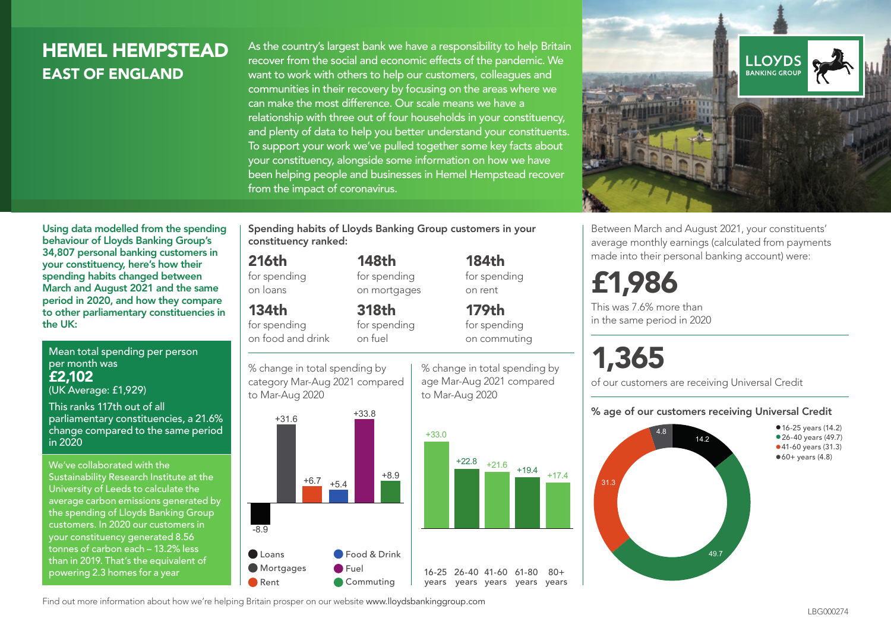# HEMEL HEMPSTEAD

## EAST OF ENGLAND

As the country's largest bank we have a responsibility to help Britain recover from the social and economic effects of the pandemic. We want to work with others to help our customers, colleagues and communities in their recovery by focusing on the areas where we can make the most difference. Our scale means we have a relationship with three out of four households in your constituency, and plenty of data to help you better understand your constituents. To support your work we've pulled together some key facts about your constituency, alongside some information on how we have been helping people and businesses in Hemel Hempstead recover from the impact of coronavirus.

**Using data modelled from the spending behaviour of Lloyds Banking Group's 34,807 personal banking customers in your constituency, here's how their spending habits changed between March and August 2021 and the same period in 2020, and how they compare to other parliamentary constituencies in the UK:**

Mean total spending per person per month was
**£2,102**
(UK Average: £1,929)

This ranks 117th out of all parliamentary constituencies, a 21.6% change compared to the same period in 2020

We've collaborated with the Sustainability Research Institute at the University of Leeds to calculate the average carbon emissions generated by the spending of Lloyds Banking Group customers. In 2020 our customers in your constituency generated 8.56 tonnes of carbon each – 13.2% less than in 2019. That's the equivalent of powering 2.3 homes for a year

**Spending habits of Lloyds Banking Group customers in your constituency ranked:**

**216th** for spending on loans

**148th** for spending on mortgages

**184th** for spending on rent

**134th** for spending on food and drink

**318th** for spending on fuel

**179th** for spending on commuting

% change in total spending by category Mar-Aug 2021 compared to Mar-Aug 2020

| Category | % change |
|---|---|
| Loans | -8.9 |
| Mortgages | +31.6 |
| Rent | +6.7 |
| Food & Drink | +5.4 |
| Fuel | +33.8 |
| Commuting | +8.9 |

% change in total spending by age Mar-Aug 2021 compared to Mar-Aug 2020

| Age | % change |
|---|---|
| 16-25 years | +33.0 |
| 26-40 years | +22.8 |
| 41-60 years | +21.6 |
| 61-80 years | +19.4 |
| 80+ years | +17.4 |

Between March and August 2021, your constituents' average monthly earnings (calculated from payments made into their personal banking account) were:

**£1,986**

This was 7.6% more than in the same period in 2020

**1,365**

of our customers are receiving Universal Credit

**% age of our customers receiving Universal Credit**

| Age | % |
|---|---|
| 16-25 years | 14.2 |
| 26-40 years | 49.7 |
| 41-60 years | 31.3 |
| 60+ years | 4.8 |

Find out more information about how we're helping Britain prosper on our website www.lloydsbankinggroup.com

LBG000274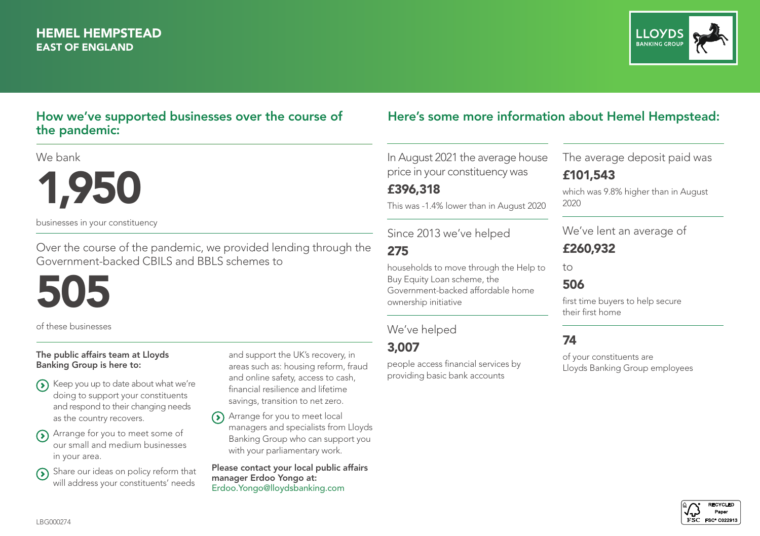# HEMEL HEMPSTEAD
## EAST OF ENGLAND

## How we've supported businesses over the course of the pandemic:

We bank

**1,950**

businesses in your constituency

Over the course of the pandemic, we provided lending through the Government-backed CBILS and BBLS schemes to

**505**

of these businesses

**The public affairs team at Lloyds Banking Group is here to:**

- Keep you up to date about what we're doing to support your constituents and respond to their changing needs as the country recovers.
- Arrange for you to meet some of our small and medium businesses in your area.
- Share our ideas on policy reform that will address your constituents' needs and support the UK's recovery, in areas such as: housing reform, fraud and online safety, access to cash, financial resilience and lifetime savings, transition to net zero.
- Arrange for you to meet local managers and specialists from Lloyds Banking Group who can support you with your parliamentary work.

**Please contact your local public affairs manager Erdoo Yongo at:**
Erdoo.Yongo@lloydsbanking.com

## Here's some more information about Hemel Hempstead:

In August 2021 the average house price in your constituency was

**£396,318**

This was -1.4% lower than in August 2020

The average deposit paid was

**£101,543**

which was 9.8% higher than in August 2020

Since 2013 we've helped

**275**

households to move through the Help to Buy Equity Loan scheme, the Government-backed affordable home ownership initiative

We've lent an average of

**£260,932**

to

**506**

first time buyers to help secure their first home

We've helped

**3,007**

people access financial services by providing basic bank accounts

**74**

of your constituents are Lloyds Banking Group employees

LBG000274